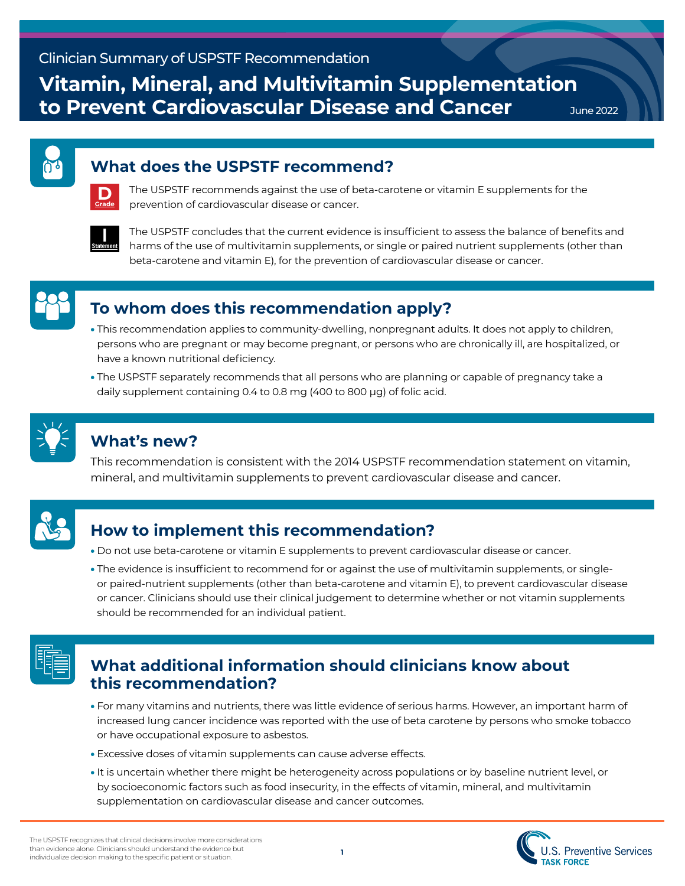Clinician Summary of USPSTF Recommendation

# Vitamin, Mineral, and Multivitamin Supplementation to Prevent Cardiovascular Disease and Cancer

June 2022

## What does the USPSTF recommend?

**D Grade** The USPSTF recommends against the use of beta-carotene or vitamin E supplements for the prevention of cardiovascular disease or cancer.

**I Statement** The USPSTF concludes that the current evidence is insufficient to assess the balance of benefits and harms of the use of multivitamin supplements, or single or paired nutrient supplements (other than beta-carotene and vitamin E), for the prevention of cardiovascular disease or cancer.

## To whom does this recommendation apply?

- This recommendation applies to community-dwelling, nonpregnant adults. It does not apply to children, persons who are pregnant or may become pregnant, or persons who are chronically ill, are hospitalized, or have a known nutritional deficiency.
- The USPSTF separately recommends that all persons who are planning or capable of pregnancy take a daily supplement containing 0.4 to 0.8 mg (400 to 800 µg) of folic acid.

## What's new?

This recommendation is consistent with the 2014 USPSTF recommendation statement on vitamin, mineral, and multivitamin supplements to prevent cardiovascular disease and cancer.

## How to implement this recommendation?

- Do not use beta-carotene or vitamin E supplements to prevent cardiovascular disease or cancer.
- The evidence is insufficient to recommend for or against the use of multivitamin supplements, or single- or paired-nutrient supplements (other than beta-carotene and vitamin E), to prevent cardiovascular disease or cancer. Clinicians should use their clinical judgement to determine whether or not vitamin supplements should be recommended for an individual patient.

## What additional information should clinicians know about this recommendation?

- For many vitamins and nutrients, there was little evidence of serious harms. However, an important harm of increased lung cancer incidence was reported with the use of beta carotene by persons who smoke tobacco or have occupational exposure to asbestos.
- Excessive doses of vitamin supplements can cause adverse effects.
- It is uncertain whether there might be heterogeneity across populations or by baseline nutrient level, or by socioeconomic factors such as food insecurity, in the effects of vitamin, mineral, and multivitamin supplementation on cardiovascular disease and cancer outcomes.

The USPSTF recognizes that clinical decisions involve more considerations than evidence alone. Clinicians should understand the evidence but individualize decision making to the specific patient or situation.

U.S. Preventive Services TASK FORCE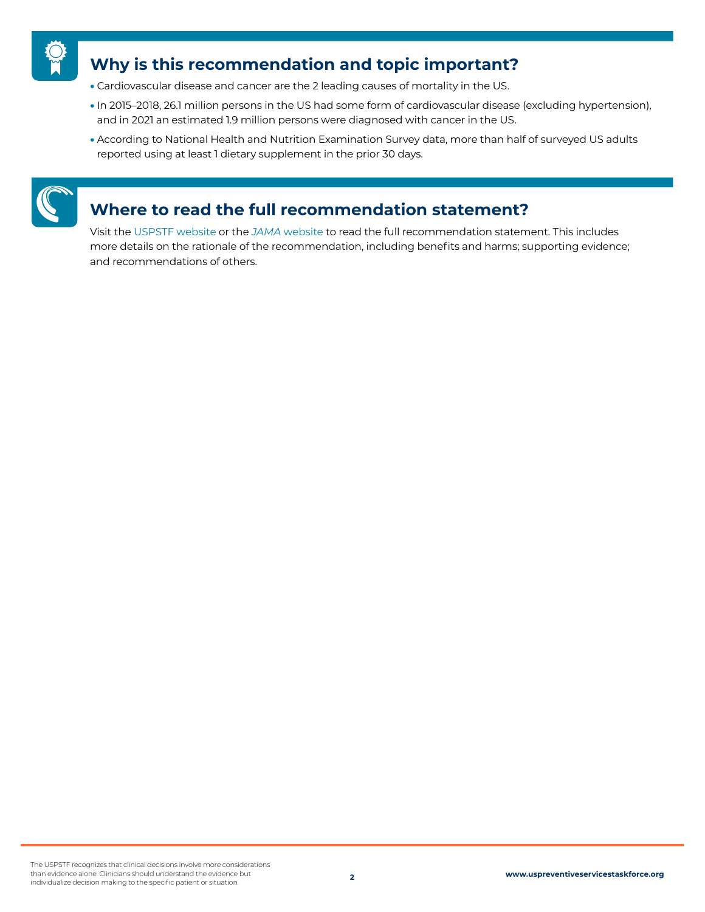## Why is this recommendation and topic important?

- Cardiovascular disease and cancer are the 2 leading causes of mortality in the US.
- In 2015–2018, 26.1 million persons in the US had some form of cardiovascular disease (excluding hypertension), and in 2021 an estimated 1.9 million persons were diagnosed with cancer in the US.
- According to National Health and Nutrition Examination Survey data, more than half of surveyed US adults reported using at least 1 dietary supplement in the prior 30 days.

## Where to read the full recommendation statement?

Visit the USPSTF website or the *JAMA* website to read the full recommendation statement. This includes more details on the rationale of the recommendation, including benefits and harms; supporting evidence; and recommendations of others.

The USPSTF recognizes that clinical decisions involve more considerations than evidence alone. Clinicians should understand the evidence but individualize decision making to the specific patient or situation.

www.uspreventiveservicestaskforce.org